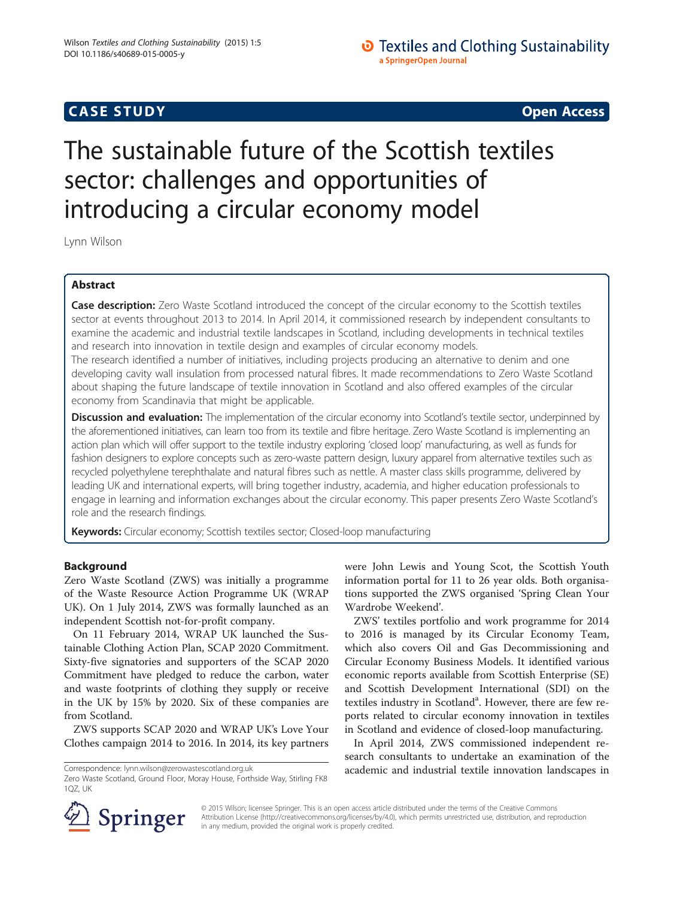CASE STUDY Open Access

# The sustainable future of the Scottish textiles sector: challenges and opportunities of introducing a circular economy model

Lynn Wilson

## Abstract

**Case description:** Zero Waste Scotland introduced the concept of the circular economy to the Scottish textiles sector at events throughout 2013 to 2014. In April 2014, it commissioned research by independent consultants to examine the academic and industrial textile landscapes in Scotland, including developments in technical textiles and research into innovation in textile design and examples of circular economy models.

The research identified a number of initiatives, including projects producing an alternative to denim and one developing cavity wall insulation from processed natural fibres. It made recommendations to Zero Waste Scotland about shaping the future landscape of textile innovation in Scotland and also offered examples of the circular economy from Scandinavia that might be applicable.

**Discussion and evaluation:** The implementation of the circular economy into Scotland's textile sector, underpinned by the aforementioned initiatives, can learn too from its textile and fibre heritage. Zero Waste Scotland is implementing an action plan which will offer support to the textile industry exploring 'closed loop' manufacturing, as well as funds for fashion designers to explore concepts such as zero-waste pattern design, luxury apparel from alternative textiles such as recycled polyethylene terephthalate and natural fibres such as nettle. A master class skills programme, delivered by leading UK and international experts, will bring together industry, academia, and higher education professionals to engage in learning and information exchanges about the circular economy. This paper presents Zero Waste Scotland's role and the research findings.

**Keywords:** Circular economy; Scottish textiles sector; Closed-loop manufacturing

## Background

Zero Waste Scotland (ZWS) was initially a programme of the Waste Resource Action Programme UK (WRAP UK). On 1 July 2014, ZWS was formally launched as an independent Scottish not-for-profit company.

On 11 February 2014, WRAP UK launched the Sustainable Clothing Action Plan, SCAP 2020 Commitment. Sixty-five signatories and supporters of the SCAP 2020 Commitment have pledged to reduce the carbon, water and waste footprints of clothing they supply or receive in the UK by 15% by 2020. Six of these companies are from Scotland.

ZWS supports SCAP 2020 and WRAP UK's Love Your Clothes campaign 2014 to 2016. In 2014, its key partners were John Lewis and Young Scot, the Scottish Youth information portal for 11 to 26 year olds. Both organisations supported the ZWS organised 'Spring Clean Your Wardrobe Weekend'.

ZWS' textiles portfolio and work programme for 2014 to 2016 is managed by its Circular Economy Team, which also covers Oil and Gas Decommissioning and Circular Economy Business Models. It identified various economic reports available from Scottish Enterprise (SE) and Scottish Development International (SDI) on the textiles industry in Scotland[a]. However, there are few reports related to circular economy innovation in textiles in Scotland and evidence of closed-loop manufacturing.

In April 2014, ZWS commissioned independent research consultants to undertake an examination of the academic and industrial textile innovation landscapes in

Correspondence: lynn.wilson@zerowastescotland.org.uk
Zero Waste Scotland, Ground Floor, Moray House, Forthside Way, Stirling FK8 1QZ, UK

© 2015 Wilson; licensee Springer. This is an open access article distributed under the terms of the Creative Commons Attribution License (http://creativecommons.org/licenses/by/4.0), which permits unrestricted use, distribution, and reproduction in any medium, provided the original work is properly credited.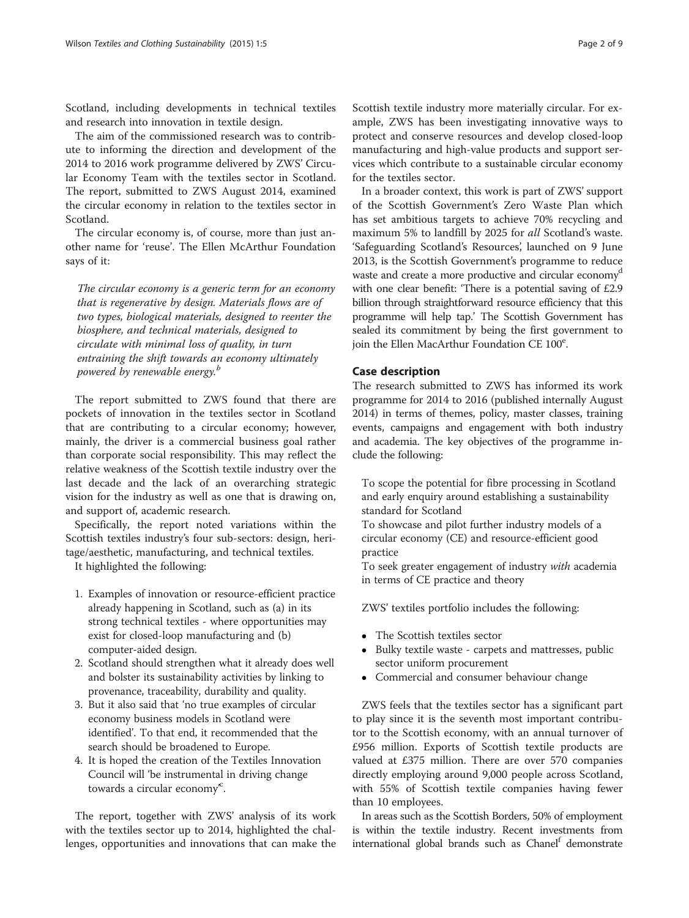Scotland, including developments in technical textiles and research into innovation in textile design.

The aim of the commissioned research was to contribute to informing the direction and development of the 2014 to 2016 work programme delivered by ZWS' Circular Economy Team with the textiles sector in Scotland. The report, submitted to ZWS August 2014, examined the circular economy in relation to the textiles sector in Scotland.

The circular economy is, of course, more than just another name for 'reuse'. The Ellen McArthur Foundation says of it:

> *The circular economy is a generic term for an economy that is regenerative by design. Materials flows are of two types, biological materials, designed to reenter the biosphere, and technical materials, designed to circulate with minimal loss of quality, in turn entraining the shift towards an economy ultimately powered by renewable energy.*[b]

The report submitted to ZWS found that there are pockets of innovation in the textiles sector in Scotland that are contributing to a circular economy; however, mainly, the driver is a commercial business goal rather than corporate social responsibility. This may reflect the relative weakness of the Scottish textile industry over the last decade and the lack of an overarching strategic vision for the industry as well as one that is drawing on, and support of, academic research.

Specifically, the report noted variations within the Scottish textiles industry's four sub-sectors: design, heritage/aesthetic, manufacturing, and technical textiles.

It highlighted the following:

1. Examples of innovation or resource-efficient practice already happening in Scotland, such as (a) in its strong technical textiles - where opportunities may exist for closed-loop manufacturing and (b) computer-aided design.
2. Scotland should strengthen what it already does well and bolster its sustainability activities by linking to provenance, traceability, durability and quality.
3. But it also said that 'no true examples of circular economy business models in Scotland were identified'. To that end, it recommended that the search should be broadened to Europe.
4. It is hoped the creation of the Textiles Innovation Council will 'be instrumental in driving change towards a circular economy'[c].

The report, together with ZWS' analysis of its work with the textiles sector up to 2014, highlighted the challenges, opportunities and innovations that can make the Scottish textile industry more materially circular. For example, ZWS has been investigating innovative ways to protect and conserve resources and develop closed-loop manufacturing and high-value products and support services which contribute to a sustainable circular economy for the textiles sector.

In a broader context, this work is part of ZWS' support of the Scottish Government's Zero Waste Plan which has set ambitious targets to achieve 70% recycling and maximum 5% to landfill by 2025 for *all* Scotland's waste. 'Safeguarding Scotland's Resources', launched on 9 June 2013, is the Scottish Government's programme to reduce waste and create a more productive and circular economy[d] with one clear benefit: 'There is a potential saving of £2.9 billion through straightforward resource efficiency that this programme will help tap.' The Scottish Government has sealed its commitment by being the first government to join the Ellen MacArthur Foundation CE 100[e].

## Case description

The research submitted to ZWS has informed its work programme for 2014 to 2016 (published internally August 2014) in terms of themes, policy, master classes, training events, campaigns and engagement with both industry and academia. The key objectives of the programme include the following:

> To scope the potential for fibre processing in Scotland and early enquiry around establishing a sustainability standard for Scotland
>
> To showcase and pilot further industry models of a circular economy (CE) and resource-efficient good practice
>
> To seek greater engagement of industry *with* academia in terms of CE practice and theory

ZWS' textiles portfolio includes the following:

- The Scottish textiles sector
- Bulky textile waste - carpets and mattresses, public sector uniform procurement
- Commercial and consumer behaviour change

ZWS feels that the textiles sector has a significant part to play since it is the seventh most important contributor to the Scottish economy, with an annual turnover of £956 million. Exports of Scottish textile products are valued at £375 million. There are over 570 companies directly employing around 9,000 people across Scotland, with 55% of Scottish textile companies having fewer than 10 employees.

In areas such as the Scottish Borders, 50% of employment is within the textile industry. Recent investments from international global brands such as Chanel[f] demonstrate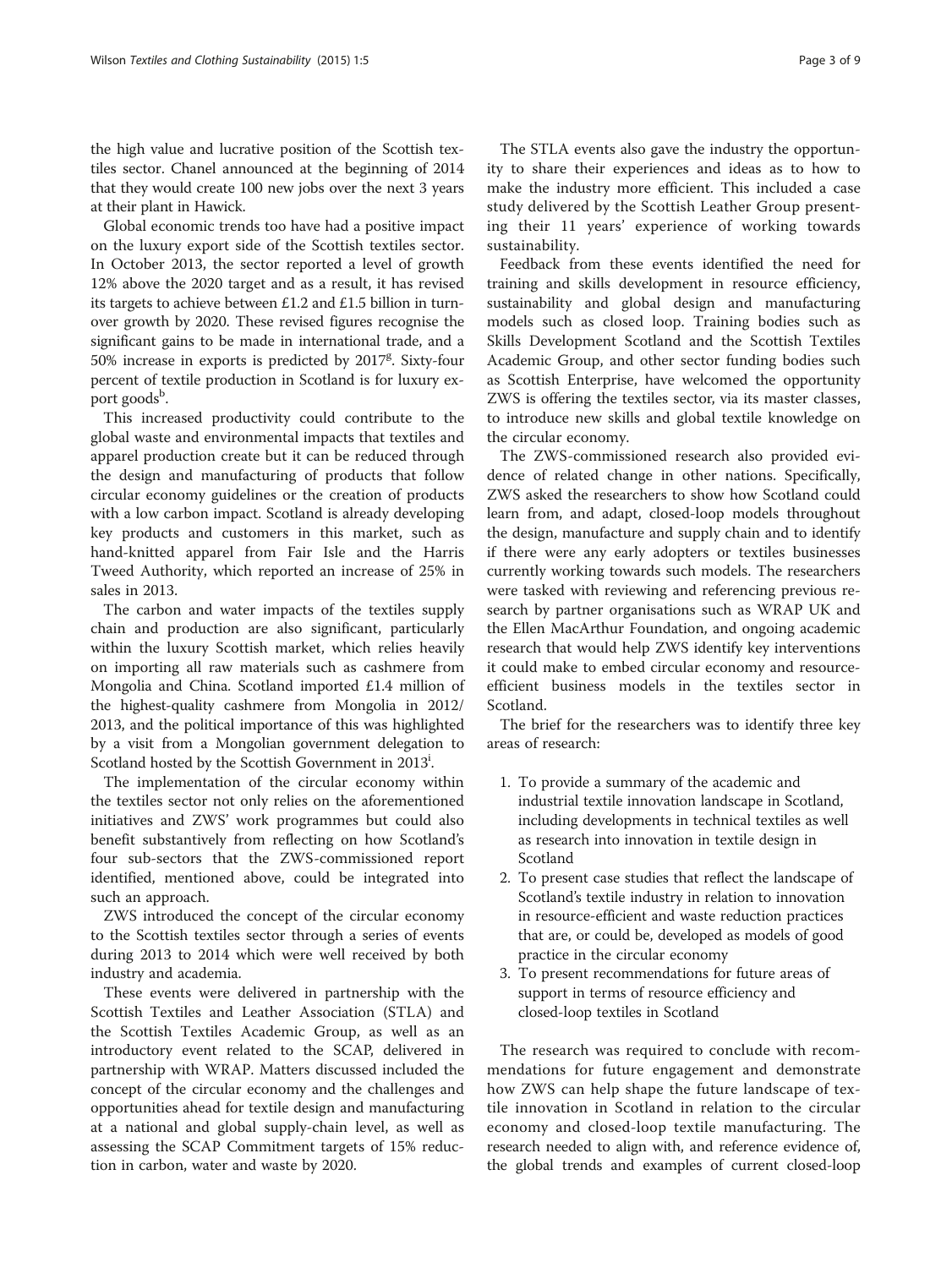the high value and lucrative position of the Scottish textiles sector. Chanel announced at the beginning of 2014 that they would create 100 new jobs over the next 3 years at their plant in Hawick.

Global economic trends too have had a positive impact on the luxury export side of the Scottish textiles sector. In October 2013, the sector reported a level of growth 12% above the 2020 target and as a result, it has revised its targets to achieve between £1.2 and £1.5 billion in turnover growth by 2020. These revised figures recognise the significant gains to be made in international trade, and a 50% increase in exports is predicted by 2017[g]. Sixty-four percent of textile production in Scotland is for luxury export goods[b].

This increased productivity could contribute to the global waste and environmental impacts that textiles and apparel production create but it can be reduced through the design and manufacturing of products that follow circular economy guidelines or the creation of products with a low carbon impact. Scotland is already developing key products and customers in this market, such as hand-knitted apparel from Fair Isle and the Harris Tweed Authority, which reported an increase of 25% in sales in 2013.

The carbon and water impacts of the textiles supply chain and production are also significant, particularly within the luxury Scottish market, which relies heavily on importing all raw materials such as cashmere from Mongolia and China. Scotland imported £1.4 million of the highest-quality cashmere from Mongolia in 2012/2013, and the political importance of this was highlighted by a visit from a Mongolian government delegation to Scotland hosted by the Scottish Government in 2013[i].

The implementation of the circular economy within the textiles sector not only relies on the aforementioned initiatives and ZWS' work programmes but could also benefit substantively from reflecting on how Scotland's four sub-sectors that the ZWS-commissioned report identified, mentioned above, could be integrated into such an approach.

ZWS introduced the concept of the circular economy to the Scottish textiles sector through a series of events during 2013 to 2014 which were well received by both industry and academia.

These events were delivered in partnership with the Scottish Textiles and Leather Association (STLA) and the Scottish Textiles Academic Group, as well as an introductory event related to the SCAP, delivered in partnership with WRAP. Matters discussed included the concept of the circular economy and the challenges and opportunities ahead for textile design and manufacturing at a national and global supply-chain level, as well as assessing the SCAP Commitment targets of 15% reduction in carbon, water and waste by 2020.

The STLA events also gave the industry the opportunity to share their experiences and ideas as to how to make the industry more efficient. This included a case study delivered by the Scottish Leather Group presenting their 11 years' experience of working towards sustainability.

Feedback from these events identified the need for training and skills development in resource efficiency, sustainability and global design and manufacturing models such as closed loop. Training bodies such as Skills Development Scotland and the Scottish Textiles Academic Group, and other sector funding bodies such as Scottish Enterprise, have welcomed the opportunity ZWS is offering the textiles sector, via its master classes, to introduce new skills and global textile knowledge on the circular economy.

The ZWS-commissioned research also provided evidence of related change in other nations. Specifically, ZWS asked the researchers to show how Scotland could learn from, and adapt, closed-loop models throughout the design, manufacture and supply chain and to identify if there were any early adopters or textiles businesses currently working towards such models. The researchers were tasked with reviewing and referencing previous research by partner organisations such as WRAP UK and the Ellen MacArthur Foundation, and ongoing academic research that would help ZWS identify key interventions it could make to embed circular economy and resource-efficient business models in the textiles sector in Scotland.

The brief for the researchers was to identify three key areas of research:

1. To provide a summary of the academic and industrial textile innovation landscape in Scotland, including developments in technical textiles as well as research into innovation in textile design in Scotland
2. To present case studies that reflect the landscape of Scotland's textile industry in relation to innovation in resource-efficient and waste reduction practices that are, or could be, developed as models of good practice in the circular economy
3. To present recommendations for future areas of support in terms of resource efficiency and closed-loop textiles in Scotland

The research was required to conclude with recommendations for future engagement and demonstrate how ZWS can help shape the future landscape of textile innovation in Scotland in relation to the circular economy and closed-loop textile manufacturing. The research needed to align with, and reference evidence of, the global trends and examples of current closed-loop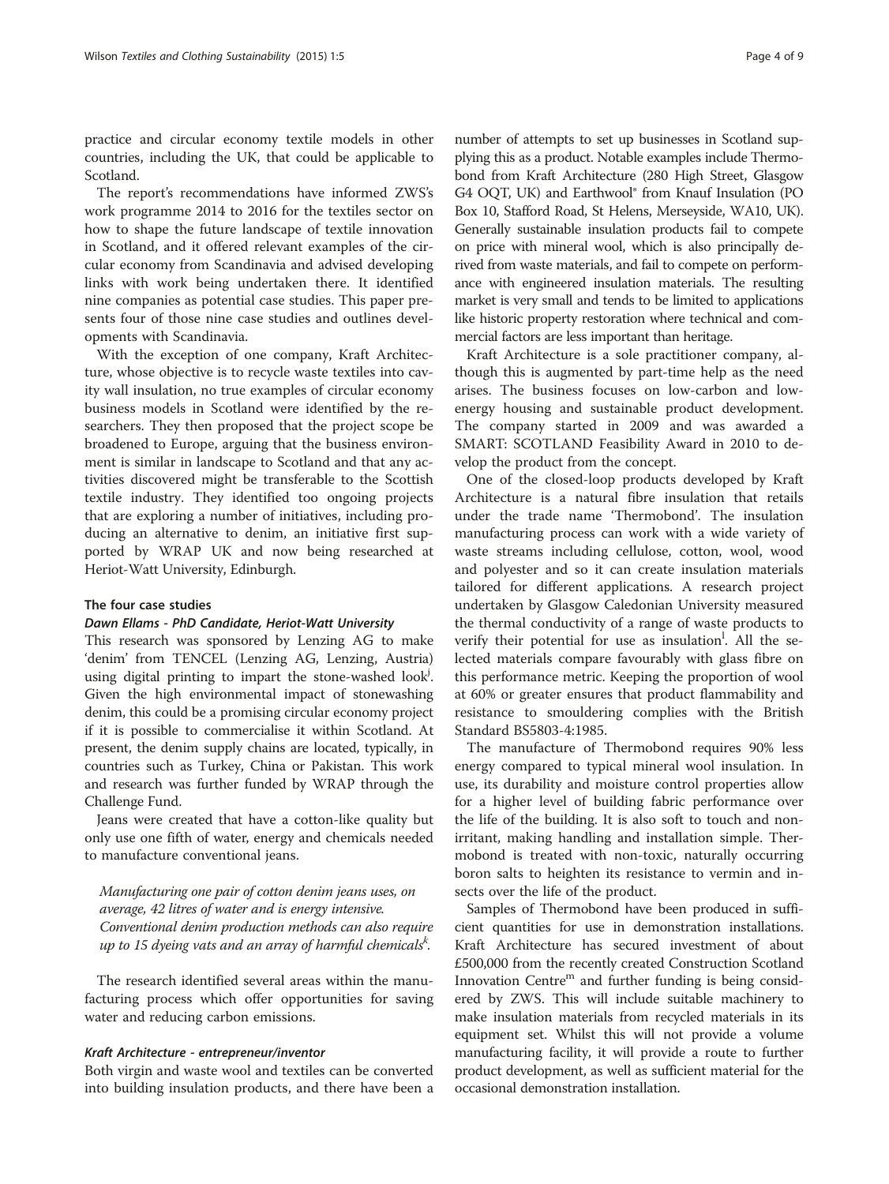practice and circular economy textile models in other countries, including the UK, that could be applicable to Scotland.

The report's recommendations have informed ZWS's work programme 2014 to 2016 for the textiles sector on how to shape the future landscape of textile innovation in Scotland, and it offered relevant examples of the circular economy from Scandinavia and advised developing links with work being undertaken there. It identified nine companies as potential case studies. This paper presents four of those nine case studies and outlines developments with Scandinavia.

With the exception of one company, Kraft Architecture, whose objective is to recycle waste textiles into cavity wall insulation, no true examples of circular economy business models in Scotland were identified by the researchers. They then proposed that the project scope be broadened to Europe, arguing that the business environment is similar in landscape to Scotland and that any activities discovered might be transferable to the Scottish textile industry. They identified too ongoing projects that are exploring a number of initiatives, including producing an alternative to denim, an initiative first supported by WRAP UK and now being researched at Heriot-Watt University, Edinburgh.

## The four case studies

### *Dawn Ellams - PhD Candidate, Heriot-Watt University*

This research was sponsored by Lenzing AG to make 'denim' from TENCEL (Lenzing AG, Lenzing, Austria) using digital printing to impart the stone-washed look[j]. Given the high environmental impact of stonewashing denim, this could be a promising circular economy project if it is possible to commercialise it within Scotland. At present, the denim supply chains are located, typically, in countries such as Turkey, China or Pakistan. This work and research was further funded by WRAP through the Challenge Fund.

Jeans were created that have a cotton-like quality but only use one fifth of water, energy and chemicals needed to manufacture conventional jeans.

> *Manufacturing one pair of cotton denim jeans uses, on average, 42 litres of water and is energy intensive. Conventional denim production methods can also require up to 15 dyeing vats and an array of harmful chemicals*[k].

The research identified several areas within the manufacturing process which offer opportunities for saving water and reducing carbon emissions.

### *Kraft Architecture - entrepreneur/inventor*

Both virgin and waste wool and textiles can be converted into building insulation products, and there have been a number of attempts to set up businesses in Scotland supplying this as a product. Notable examples include Thermobond from Kraft Architecture (280 High Street, Glasgow G4 0QT, UK) and Earthwool® from Knauf Insulation (PO Box 10, Stafford Road, St Helens, Merseyside, WA10, UK). Generally sustainable insulation products fail to compete on price with mineral wool, which is also principally derived from waste materials, and fail to compete on performance with engineered insulation materials. The resulting market is very small and tends to be limited to applications like historic property restoration where technical and commercial factors are less important than heritage.

Kraft Architecture is a sole practitioner company, although this is augmented by part-time help as the need arises. The business focuses on low-carbon and low-energy housing and sustainable product development. The company started in 2009 and was awarded a SMART: SCOTLAND Feasibility Award in 2010 to develop the product from the concept.

One of the closed-loop products developed by Kraft Architecture is a natural fibre insulation that retails under the trade name 'Thermobond'. The insulation manufacturing process can work with a wide variety of waste streams including cellulose, cotton, wool, wood and polyester and so it can create insulation materials tailored for different applications. A research project undertaken by Glasgow Caledonian University measured the thermal conductivity of a range of waste products to verify their potential for use as insulation[l]. All the selected materials compare favourably with glass fibre on this performance metric. Keeping the proportion of wool at 60% or greater ensures that product flammability and resistance to smouldering complies with the British Standard BS5803-4:1985.

The manufacture of Thermobond requires 90% less energy compared to typical mineral wool insulation. In use, its durability and moisture control properties allow for a higher level of building fabric performance over the life of the building. It is also soft to touch and non-irritant, making handling and installation simple. Thermobond is treated with non-toxic, naturally occurring boron salts to heighten its resistance to vermin and insects over the life of the product.

Samples of Thermobond have been produced in sufficient quantities for use in demonstration installations. Kraft Architecture has secured investment of about £500,000 from the recently created Construction Scotland Innovation Centre[m] and further funding is being considered by ZWS. This will include suitable machinery to make insulation materials from recycled materials in its equipment set. Whilst this will not provide a volume manufacturing facility, it will provide a route to further product development, as well as sufficient material for the occasional demonstration installation.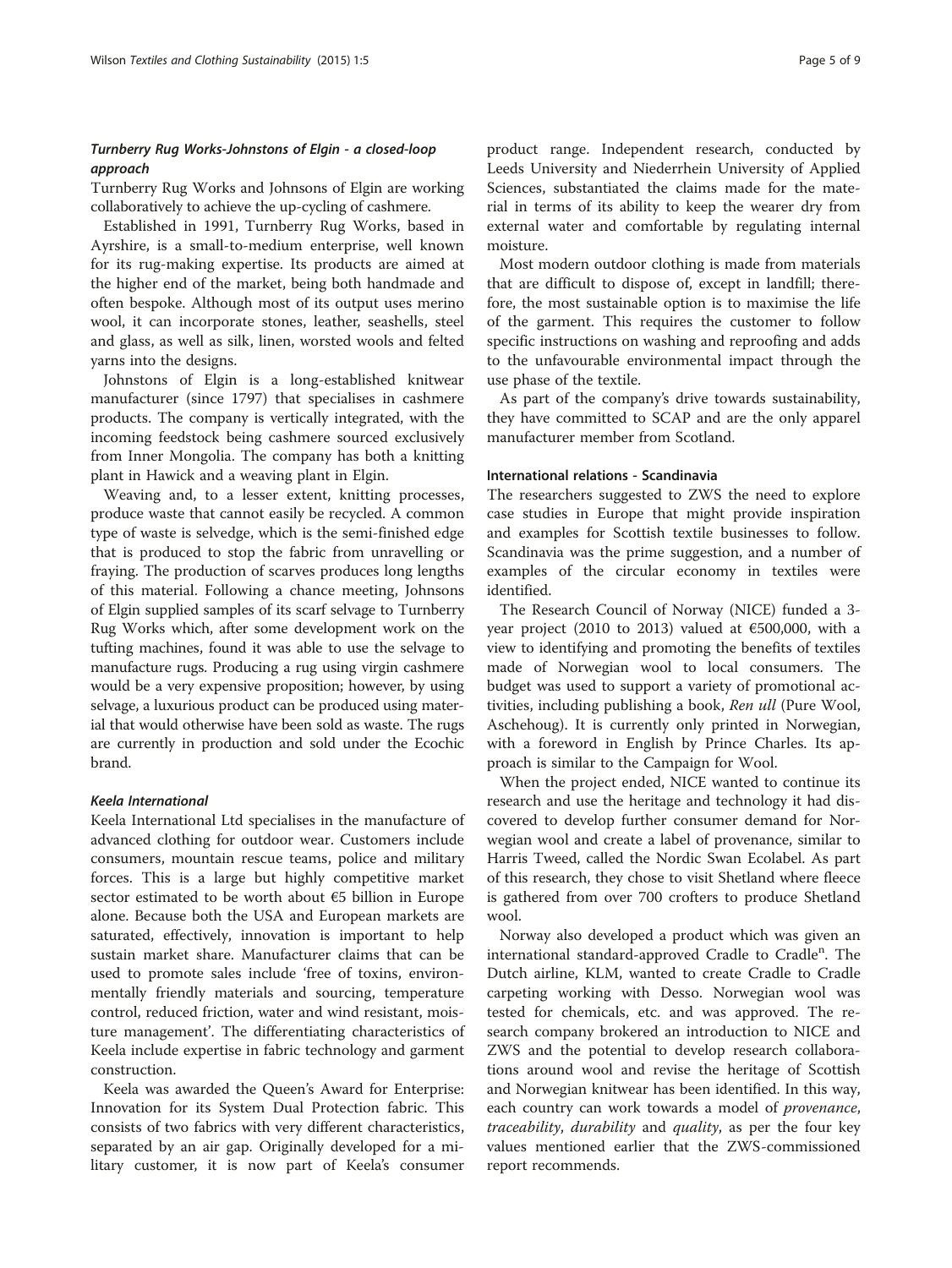### *Turnberry Rug Works-Johnstons of Elgin - a closed-loop approach*

Turnberry Rug Works and Johnsons of Elgin are working collaboratively to achieve the up-cycling of cashmere.

Established in 1991, Turnberry Rug Works, based in Ayrshire, is a small-to-medium enterprise, well known for its rug-making expertise. Its products are aimed at the higher end of the market, being both handmade and often bespoke. Although most of its output uses merino wool, it can incorporate stones, leather, seashells, steel and glass, as well as silk, linen, worsted wools and felted yarns into the designs.

Johnstons of Elgin is a long-established knitwear manufacturer (since 1797) that specialises in cashmere products. The company is vertically integrated, with the incoming feedstock being cashmere sourced exclusively from Inner Mongolia. The company has both a knitting plant in Hawick and a weaving plant in Elgin.

Weaving and, to a lesser extent, knitting processes, produce waste that cannot easily be recycled. A common type of waste is selvedge, which is the semi-finished edge that is produced to stop the fabric from unravelling or fraying. The production of scarves produces long lengths of this material. Following a chance meeting, Johnsons of Elgin supplied samples of its scarf selvage to Turnberry Rug Works which, after some development work on the tufting machines, found it was able to use the selvage to manufacture rugs. Producing a rug using virgin cashmere would be a very expensive proposition; however, by using selvage, a luxurious product can be produced using material that would otherwise have been sold as waste. The rugs are currently in production and sold under the Ecochic brand.

### *Keela International*

Keela International Ltd specialises in the manufacture of advanced clothing for outdoor wear. Customers include consumers, mountain rescue teams, police and military forces. This is a large but highly competitive market sector estimated to be worth about €5 billion in Europe alone. Because both the USA and European markets are saturated, effectively, innovation is important to help sustain market share. Manufacturer claims that can be used to promote sales include 'free of toxins, environmentally friendly materials and sourcing, temperature control, reduced friction, water and wind resistant, moisture management'. The differentiating characteristics of Keela include expertise in fabric technology and garment construction.

Keela was awarded the Queen's Award for Enterprise: Innovation for its System Dual Protection fabric. This consists of two fabrics with very different characteristics, separated by an air gap. Originally developed for a military customer, it is now part of Keela's consumer product range. Independent research, conducted by Leeds University and Niederrhein University of Applied Sciences, substantiated the claims made for the material in terms of its ability to keep the wearer dry from external water and comfortable by regulating internal moisture.

Most modern outdoor clothing is made from materials that are difficult to dispose of, except in landfill; therefore, the most sustainable option is to maximise the life of the garment. This requires the customer to follow specific instructions on washing and reproofing and adds to the unfavourable environmental impact through the use phase of the textile.

As part of the company's drive towards sustainability, they have committed to SCAP and are the only apparel manufacturer member from Scotland.

### International relations - Scandinavia

The researchers suggested to ZWS the need to explore case studies in Europe that might provide inspiration and examples for Scottish textile businesses to follow. Scandinavia was the prime suggestion, and a number of examples of the circular economy in textiles were identified.

The Research Council of Norway (NICE) funded a 3-year project (2010 to 2013) valued at €500,000, with a view to identifying and promoting the benefits of textiles made of Norwegian wool to local consumers. The budget was used to support a variety of promotional activities, including publishing a book, *Ren ull* (Pure Wool, Aschehoug). It is currently only printed in Norwegian, with a foreword in English by Prince Charles. Its approach is similar to the Campaign for Wool.

When the project ended, NICE wanted to continue its research and use the heritage and technology it had discovered to develop further consumer demand for Norwegian wool and create a label of provenance, similar to Harris Tweed, called the Nordic Swan Ecolabel. As part of this research, they chose to visit Shetland where fleece is gathered from over 700 crofters to produce Shetland wool.

Norway also developed a product which was given an international standard-approved Cradle to Cradle[n]. The Dutch airline, KLM, wanted to create Cradle to Cradle carpeting working with Desso. Norwegian wool was tested for chemicals, etc. and was approved. The research company brokered an introduction to NICE and ZWS and the potential to develop research collaborations around wool and revise the heritage of Scottish and Norwegian knitwear has been identified. In this way, each country can work towards a model of *provenance*, *traceability*, *durability* and *quality*, as per the four key values mentioned earlier that the ZWS-commissioned report recommends.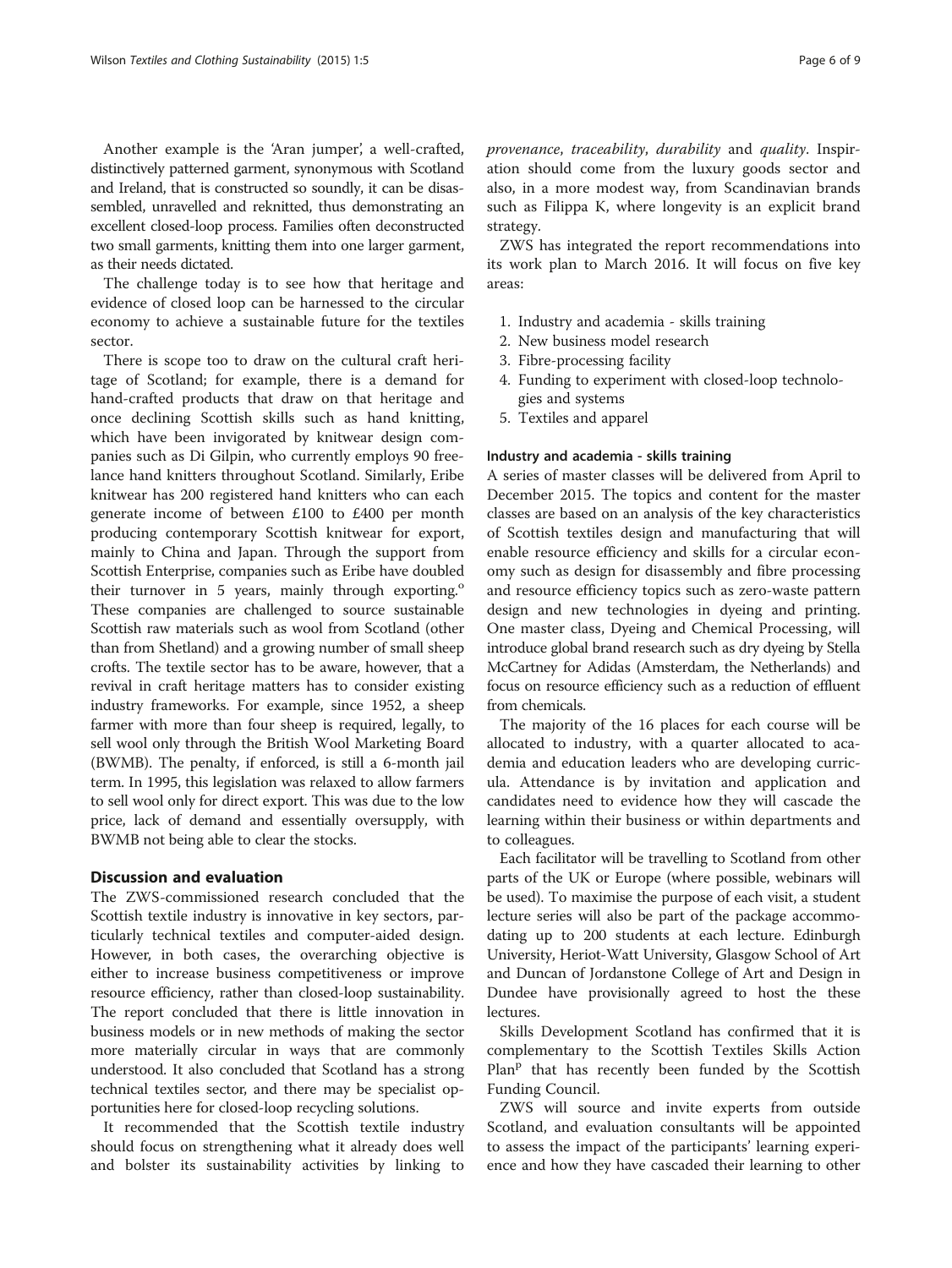Another example is the 'Aran jumper', a well-crafted, distinctively patterned garment, synonymous with Scotland and Ireland, that is constructed so soundly, it can be disassembled, unravelled and reknitted, thus demonstrating an excellent closed-loop process. Families often deconstructed two small garments, knitting them into one larger garment, as their needs dictated.

The challenge today is to see how that heritage and evidence of closed loop can be harnessed to the circular economy to achieve a sustainable future for the textiles sector.

There is scope too to draw on the cultural craft heritage of Scotland; for example, there is a demand for hand-crafted products that draw on that heritage and once declining Scottish skills such as hand knitting, which have been invigorated by knitwear design companies such as Di Gilpin, who currently employs 90 freelance hand knitters throughout Scotland. Similarly, Eribe knitwear has 200 registered hand knitters who can each generate income of between £100 to £400 per month producing contemporary Scottish knitwear for export, mainly to China and Japan. Through the support from Scottish Enterprise, companies such as Eribe have doubled their turnover in 5 years, mainly through exporting.[o] These companies are challenged to source sustainable Scottish raw materials such as wool from Scotland (other than from Shetland) and a growing number of small sheep crofts. The textile sector has to be aware, however, that a revival in craft heritage matters has to consider existing industry frameworks. For example, since 1952, a sheep farmer with more than four sheep is required, legally, to sell wool only through the British Wool Marketing Board (BWMB). The penalty, if enforced, is still a 6-month jail term. In 1995, this legislation was relaxed to allow farmers to sell wool only for direct export. This was due to the low price, lack of demand and essentially oversupply, with BWMB not being able to clear the stocks.

## Discussion and evaluation

The ZWS-commissioned research concluded that the Scottish textile industry is innovative in key sectors, particularly technical textiles and computer-aided design. However, in both cases, the overarching objective is either to increase business competitiveness or improve resource efficiency, rather than closed-loop sustainability. The report concluded that there is little innovation in business models or in new methods of making the sector more materially circular in ways that are commonly understood. It also concluded that Scotland has a strong technical textiles sector, and there may be specialist opportunities here for closed-loop recycling solutions.

It recommended that the Scottish textile industry should focus on strengthening what it already does well and bolster its sustainability activities by linking to *provenance*, *traceability*, *durability* and *quality*. Inspiration should come from the luxury goods sector and also, in a more modest way, from Scandinavian brands such as Filippa K, where longevity is an explicit brand strategy.

ZWS has integrated the report recommendations into its work plan to March 2016. It will focus on five key areas:

1. Industry and academia - skills training
2. New business model research
3. Fibre-processing facility
4. Funding to experiment with closed-loop technologies and systems
5. Textiles and apparel

### Industry and academia - skills training

A series of master classes will be delivered from April to December 2015. The topics and content for the master classes are based on an analysis of the key characteristics of Scottish textiles design and manufacturing that will enable resource efficiency and skills for a circular economy such as design for disassembly and fibre processing and resource efficiency topics such as zero-waste pattern design and new technologies in dyeing and printing. One master class, Dyeing and Chemical Processing, will introduce global brand research such as dry dyeing by Stella McCartney for Adidas (Amsterdam, the Netherlands) and focus on resource efficiency such as a reduction of effluent from chemicals.

The majority of the 16 places for each course will be allocated to industry, with a quarter allocated to academia and education leaders who are developing curricula. Attendance is by invitation and application and candidates need to evidence how they will cascade the learning within their business or within departments and to colleagues.

Each facilitator will be travelling to Scotland from other parts of the UK or Europe (where possible, webinars will be used). To maximise the purpose of each visit, a student lecture series will also be part of the package accommodating up to 200 students at each lecture. Edinburgh University, Heriot-Watt University, Glasgow School of Art and Duncan of Jordanstone College of Art and Design in Dundee have provisionally agreed to host the these lectures.

Skills Development Scotland has confirmed that it is complementary to the Scottish Textiles Skills Action Plan[p] that has recently been funded by the Scottish Funding Council.

ZWS will source and invite experts from outside Scotland, and evaluation consultants will be appointed to assess the impact of the participants' learning experience and how they have cascaded their learning to other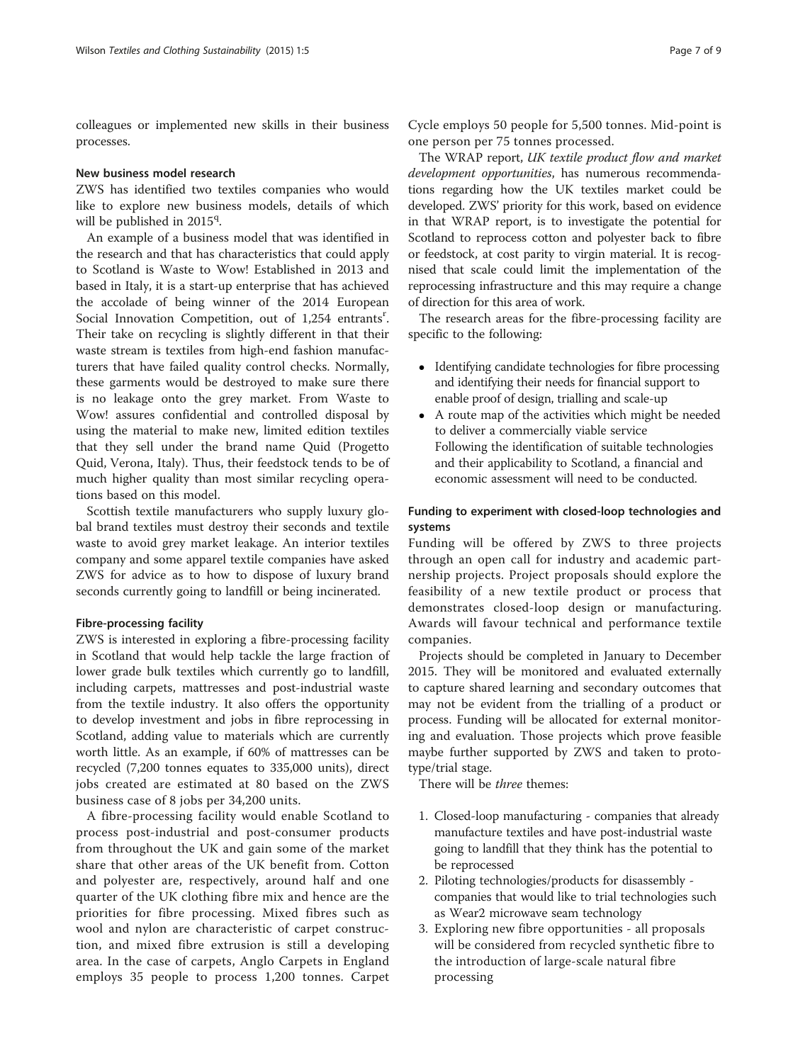colleagues or implemented new skills in their business processes.

#### New business model research

ZWS has identified two textiles companies who would like to explore new business models, details of which will be published in 2015[q].

An example of a business model that was identified in the research and that has characteristics that could apply to Scotland is Waste to Wow! Established in 2013 and based in Italy, it is a start-up enterprise that has achieved the accolade of being winner of the 2014 European Social Innovation Competition, out of 1,254 entrants[r]. Their take on recycling is slightly different in that their waste stream is textiles from high-end fashion manufacturers that have failed quality control checks. Normally, these garments would be destroyed to make sure there is no leakage onto the grey market. From Waste to Wow! assures confidential and controlled disposal by using the material to make new, limited edition textiles that they sell under the brand name Quid (Progetto Quid, Verona, Italy). Thus, their feedstock tends to be of much higher quality than most similar recycling operations based on this model.

Scottish textile manufacturers who supply luxury global brand textiles must destroy their seconds and textile waste to avoid grey market leakage. An interior textiles company and some apparel textile companies have asked ZWS for advice as to how to dispose of luxury brand seconds currently going to landfill or being incinerated.

#### Fibre-processing facility

ZWS is interested in exploring a fibre-processing facility in Scotland that would help tackle the large fraction of lower grade bulk textiles which currently go to landfill, including carpets, mattresses and post-industrial waste from the textile industry. It also offers the opportunity to develop investment and jobs in fibre reprocessing in Scotland, adding value to materials which are currently worth little. As an example, if 60% of mattresses can be recycled (7,200 tonnes equates to 335,000 units), direct jobs created are estimated at 80 based on the ZWS business case of 8 jobs per 34,200 units.

A fibre-processing facility would enable Scotland to process post-industrial and post-consumer products from throughout the UK and gain some of the market share that other areas of the UK benefit from. Cotton and polyester are, respectively, around half and one quarter of the UK clothing fibre mix and hence are the priorities for fibre processing. Mixed fibres such as wool and nylon are characteristic of carpet construction, and mixed fibre extrusion is still a developing area. In the case of carpets, Anglo Carpets in England employs 35 people to process 1,200 tonnes. Carpet Cycle employs 50 people for 5,500 tonnes. Mid-point is one person per 75 tonnes processed.

The WRAP report, *UK textile product flow and market development opportunities*, has numerous recommendations regarding how the UK textiles market could be developed. ZWS' priority for this work, based on evidence in that WRAP report, is to investigate the potential for Scotland to reprocess cotton and polyester back to fibre or feedstock, at cost parity to virgin material. It is recognised that scale could limit the implementation of the reprocessing infrastructure and this may require a change of direction for this area of work.

The research areas for the fibre-processing facility are specific to the following:

- Identifying candidate technologies for fibre processing and identifying their needs for financial support to enable proof of design, trialling and scale-up
- A route map of the activities which might be needed to deliver a commercially viable service
  Following the identification of suitable technologies and their applicability to Scotland, a financial and economic assessment will need to be conducted.

#### Funding to experiment with closed-loop technologies and systems

Funding will be offered by ZWS to three projects through an open call for industry and academic partnership projects. Project proposals should explore the feasibility of a new textile product or process that demonstrates closed-loop design or manufacturing. Awards will favour technical and performance textile companies.

Projects should be completed in January to December 2015. They will be monitored and evaluated externally to capture shared learning and secondary outcomes that may not be evident from the trialling of a product or process. Funding will be allocated for external monitoring and evaluation. Those projects which prove feasible maybe further supported by ZWS and taken to prototype/trial stage.

There will be *three* themes:

1. Closed-loop manufacturing - companies that already manufacture textiles and have post-industrial waste going to landfill that they think has the potential to be reprocessed
2. Piloting technologies/products for disassembly - companies that would like to trial technologies such as Wear2 microwave seam technology
3. Exploring new fibre opportunities - all proposals will be considered from recycled synthetic fibre to the introduction of large-scale natural fibre processing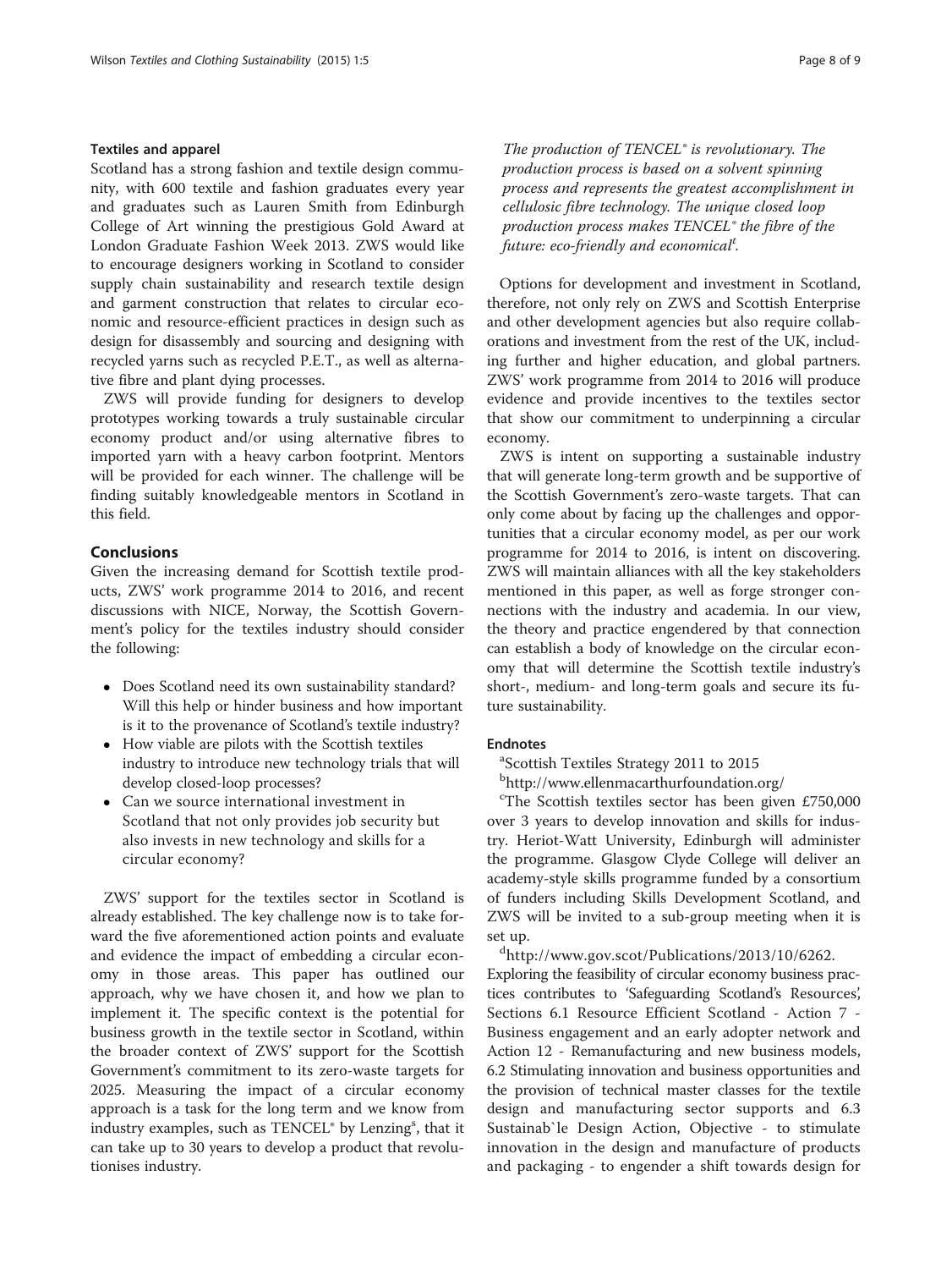### Textiles and apparel

Scotland has a strong fashion and textile design community, with 600 textile and fashion graduates every year and graduates such as Lauren Smith from Edinburgh College of Art winning the prestigious Gold Award at London Graduate Fashion Week 2013. ZWS would like to encourage designers working in Scotland to consider supply chain sustainability and research textile design and garment construction that relates to circular economic and resource-efficient practices in design such as design for disassembly and sourcing and designing with recycled yarns such as recycled P.E.T., as well as alternative fibre and plant dying processes.

ZWS will provide funding for designers to develop prototypes working towards a truly sustainable circular economy product and/or using alternative fibres to imported yarn with a heavy carbon footprint. Mentors will be provided for each winner. The challenge will be finding suitably knowledgeable mentors in Scotland in this field.

## Conclusions

Given the increasing demand for Scottish textile products, ZWS' work programme 2014 to 2016, and recent discussions with NICE, Norway, the Scottish Government's policy for the textiles industry should consider the following:

- Does Scotland need its own sustainability standard? Will this help or hinder business and how important is it to the provenance of Scotland's textile industry?
- How viable are pilots with the Scottish textiles industry to introduce new technology trials that will develop closed-loop processes?
- Can we source international investment in Scotland that not only provides job security but also invests in new technology and skills for a circular economy?

ZWS' support for the textiles sector in Scotland is already established. The key challenge now is to take forward the five aforementioned action points and evaluate and evidence the impact of embedding a circular economy in those areas. This paper has outlined our approach, why we have chosen it, and how we plan to implement it. The specific context is the potential for business growth in the textile sector in Scotland, within the broader context of ZWS' support for the Scottish Government's commitment to its zero-waste targets for 2025. Measuring the impact of a circular economy approach is a task for the long term and we know from industry examples, such as TENCEL® by Lenzing[s], that it can take up to 30 years to develop a product that revolutionises industry.

*The production of TENCEL® is revolutionary. The production process is based on a solvent spinning process and represents the greatest accomplishment in cellulosic fibre technology. The unique closed loop production process makes TENCEL® the fibre of the future: eco-friendly and economical*[t].

Options for development and investment in Scotland, therefore, not only rely on ZWS and Scottish Enterprise and other development agencies but also require collaborations and investment from the rest of the UK, including further and higher education, and global partners. ZWS' work programme from 2014 to 2016 will produce evidence and provide incentives to the textiles sector that show our commitment to underpinning a circular economy.

ZWS is intent on supporting a sustainable industry that will generate long-term growth and be supportive of the Scottish Government's zero-waste targets. That can only come about by facing up the challenges and opportunities that a circular economy model, as per our work programme for 2014 to 2016, is intent on discovering. ZWS will maintain alliances with all the key stakeholders mentioned in this paper, as well as forge stronger connections with the industry and academia. In our view, the theory and practice engendered by that connection can establish a body of knowledge on the circular economy that will determine the Scottish textile industry's short-, medium- and long-term goals and secure its future sustainability.

### Endnotes

[a]Scottish Textiles Strategy 2011 to 2015

[b]http://www.ellenmacarthurfoundation.org/

[c]The Scottish textiles sector has been given £750,000 over 3 years to develop innovation and skills for industry. Heriot-Watt University, Edinburgh will administer the programme. Glasgow Clyde College will deliver an academy-style skills programme funded by a consortium of funders including Skills Development Scotland, and ZWS will be invited to a sub-group meeting when it is set up.

[d]http://www.gov.scot/Publications/2013/10/6262. Exploring the feasibility of circular economy business practices contributes to 'Safeguarding Scotland's Resources', Sections 6.1 Resource Efficient Scotland - Action 7 - Business engagement and an early adopter network and Action 12 - Remanufacturing and new business models, 6.2 Stimulating innovation and business opportunities and the provision of technical master classes for the textile design and manufacturing sector supports and 6.3 Sustainab`le Design Action, Objective - to stimulate innovation in the design and manufacture of products and packaging - to engender a shift towards design for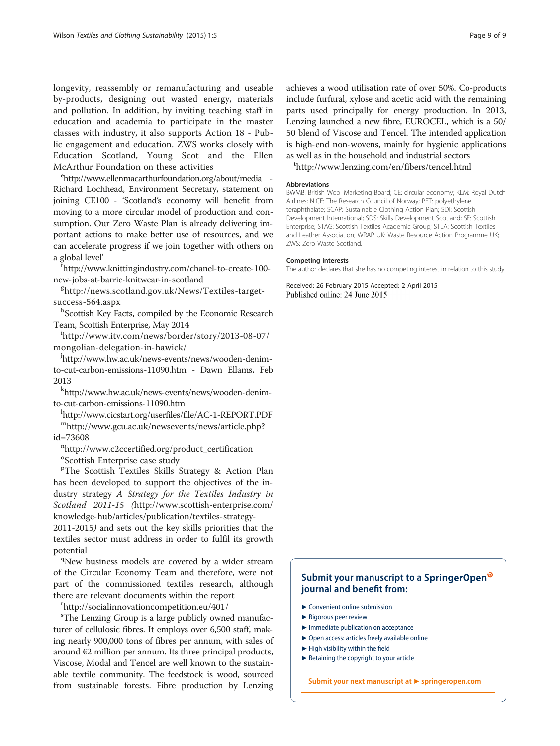longevity, reassembly or remanufacturing and useable by-products, designing out wasted energy, materials and pollution. In addition, by inviting teaching staff in education and academia to participate in the master classes with industry, it also supports Action 18 - Public engagement and education. ZWS works closely with Education Scotland, Young Scot and the Ellen McArthur Foundation on these activities

[e]http://www.ellenmacarthurfoundation.org/about/media - Richard Lochhead, Environment Secretary, statement on joining CE100 - 'Scotland's economy will benefit from moving to a more circular model of production and consumption. Our Zero Waste Plan is already delivering important actions to make better use of resources, and we can accelerate progress if we join together with others on a global level'

[f]http://www.knittingindustry.com/chanel-to-create-100-new-jobs-at-barrie-knitwear-in-scotland

[g]http://news.scotland.gov.uk/News/Textiles-target-success-564.aspx

[h]Scottish Key Facts, compiled by the Economic Research Team, Scottish Enterprise, May 2014

[i]http://www.itv.com/news/border/story/2013-08-07/mongolian-delegation-in-hawick/

[j]http://www.hw.ac.uk/news-events/news/wooden-denim-to-cut-carbon-emissions-11090.htm - Dawn Ellams, Feb 2013

[k]http://www.hw.ac.uk/news-events/news/wooden-denim-to-cut-carbon-emissions-11090.htm

[l]http://www.cicstart.org/userfiles/file/AC-1-REPORT.PDF

[m]http://www.gcu.ac.uk/newsevents/news/article.php?id=73608

[n]http://www.c2ccertified.org/product_certification

[o]Scottish Enterprise case study

[p]The Scottish Textiles Skills Strategy & Action Plan has been developed to support the objectives of the industry strategy *A Strategy for the Textiles Industry in Scotland 2011-15* (http://www.scottish-enterprise.com/knowledge-hub/articles/publication/textiles-strategy-2011-2015) and sets out the key skills priorities that the textiles sector must address in order to fulfil its growth potential

[q]New business models are covered by a wider stream of the Circular Economy Team and therefore, were not part of the commissioned textiles research, although there are relevant documents within the report

[r]http://socialinnovationcompetition.eu/401/

[s]The Lenzing Group is a large publicly owned manufacturer of cellulosic fibres. It employs over 6,500 staff, making nearly 900,000 tons of fibres per annum, with sales of around €2 million per annum. Its three principal products, Viscose, Modal and Tencel are well known to the sustainable textile community. The feedstock is wood, sourced from sustainable forests. Fibre production by Lenzing achieves a wood utilisation rate of over 50%. Co-products include furfural, xylose and acetic acid with the remaining parts used principally for energy production. In 2013, Lenzing launched a new fibre, EUROCEL, which is a 50/50 blend of Viscose and Tencel. The intended application is high-end non-wovens, mainly for hygienic applications as well as in the household and industrial sectors

[t]http://www.lenzing.com/en/fibers/tencel.html

#### Abbreviations
BWMB: British Wool Marketing Board; CE: circular economy; KLM: Royal Dutch Airlines; NICE: The Research Council of Norway; PET: polyethylene teraphthalate; SCAP: Sustainable Clothing Action Plan; SDI: Scottish Development International; SDS: Skills Development Scotland; SE: Scottish Enterprise; STAG: Scottish Textiles Academic Group; STLA: Scottish Textiles and Leather Association; WRAP UK: Waste Resource Action Programme UK; ZWS: Zero Waste Scotland.

#### Competing interests
The author declares that she has no competing interest in relation to this study.

Received: 26 February 2015 Accepted: 2 April 2015
Published online: 24 June 2015

**Submit your manuscript to a SpringerOpen journal and benefit from:**

- ► Convenient online submission
- ► Rigorous peer review
- ► Immediate publication on acceptance
- ► Open access: articles freely available online
- ► High visibility within the field
- ► Retaining the copyright to your article

**Submit your next manuscript at ► springeropen.com**